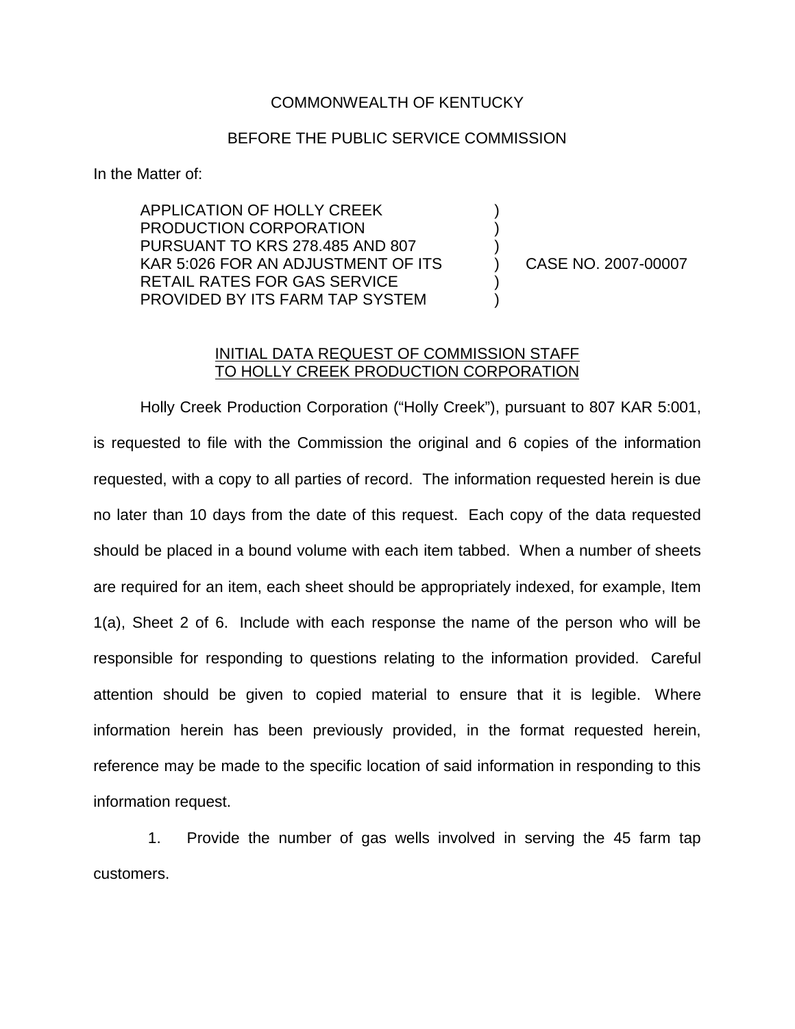COMMONWEALTH OF KENTUCKY

BEFORE THE PUBLIC SERVICE COMMISSION

In the Matter of:

| | | |
|---|---|---|
| APPLICATION OF HOLLY CREEK PRODUCTION CORPORATION PURSUANT TO KRS 278.485 AND 807 KAR 5:026 FOR AN ADJUSTMENT OF ITS RETAIL RATES FOR GAS SERVICE PROVIDED BY ITS FARM TAP SYSTEM | ) | CASE NO. 2007-00007 |

INITIAL DATA REQUEST OF COMMISSION STAFF TO HOLLY CREEK PRODUCTION CORPORATION

Holly Creek Production Corporation ("Holly Creek"), pursuant to 807 KAR 5:001, is requested to file with the Commission the original and 6 copies of the information requested, with a copy to all parties of record. The information requested herein is due no later than 10 days from the date of this request. Each copy of the data requested should be placed in a bound volume with each item tabbed. When a number of sheets are required for an item, each sheet should be appropriately indexed, for example, Item 1(a), Sheet 2 of 6. Include with each response the name of the person who will be responsible for responding to questions relating to the information provided. Careful attention should be given to copied material to ensure that it is legible. Where information herein has been previously provided, in the format requested herein, reference may be made to the specific location of said information in responding to this information request.

1. Provide the number of gas wells involved in serving the 45 farm tap customers.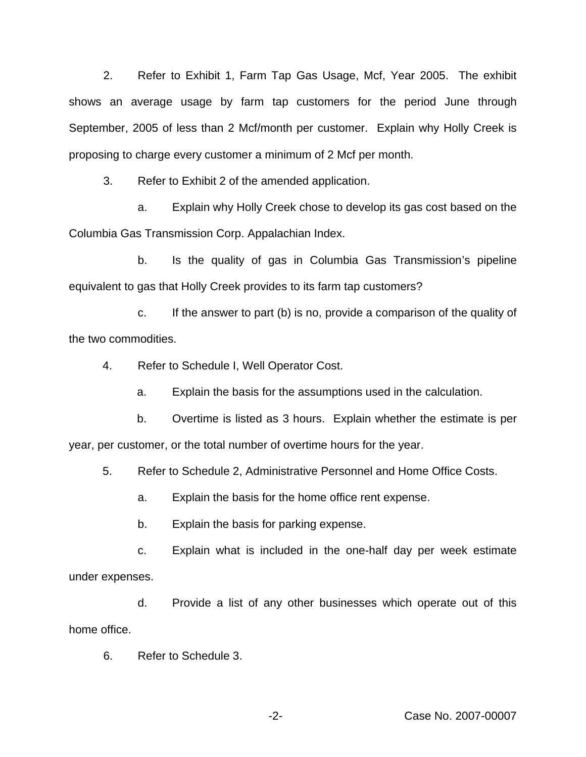2. Refer to Exhibit 1, Farm Tap Gas Usage, Mcf, Year 2005. The exhibit shows an average usage by farm tap customers for the period June through September, 2005 of less than 2 Mcf/month per customer. Explain why Holly Creek is proposing to charge every customer a minimum of 2 Mcf per month.

3. Refer to Exhibit 2 of the amended application.

   a. Explain why Holly Creek chose to develop its gas cost based on the Columbia Gas Transmission Corp. Appalachian Index.

   b. Is the quality of gas in Columbia Gas Transmission's pipeline equivalent to gas that Holly Creek provides to its farm tap customers?

   c. If the answer to part (b) is no, provide a comparison of the quality of the two commodities.

4. Refer to Schedule I, Well Operator Cost.

   a. Explain the basis for the assumptions used in the calculation.

   b. Overtime is listed as 3 hours. Explain whether the estimate is per year, per customer, or the total number of overtime hours for the year.

5. Refer to Schedule 2, Administrative Personnel and Home Office Costs.

   a. Explain the basis for the home office rent expense.

   b. Explain the basis for parking expense.

   c. Explain what is included in the one-half day per week estimate under expenses.

   d. Provide a list of any other businesses which operate out of this home office.

6. Refer to Schedule 3.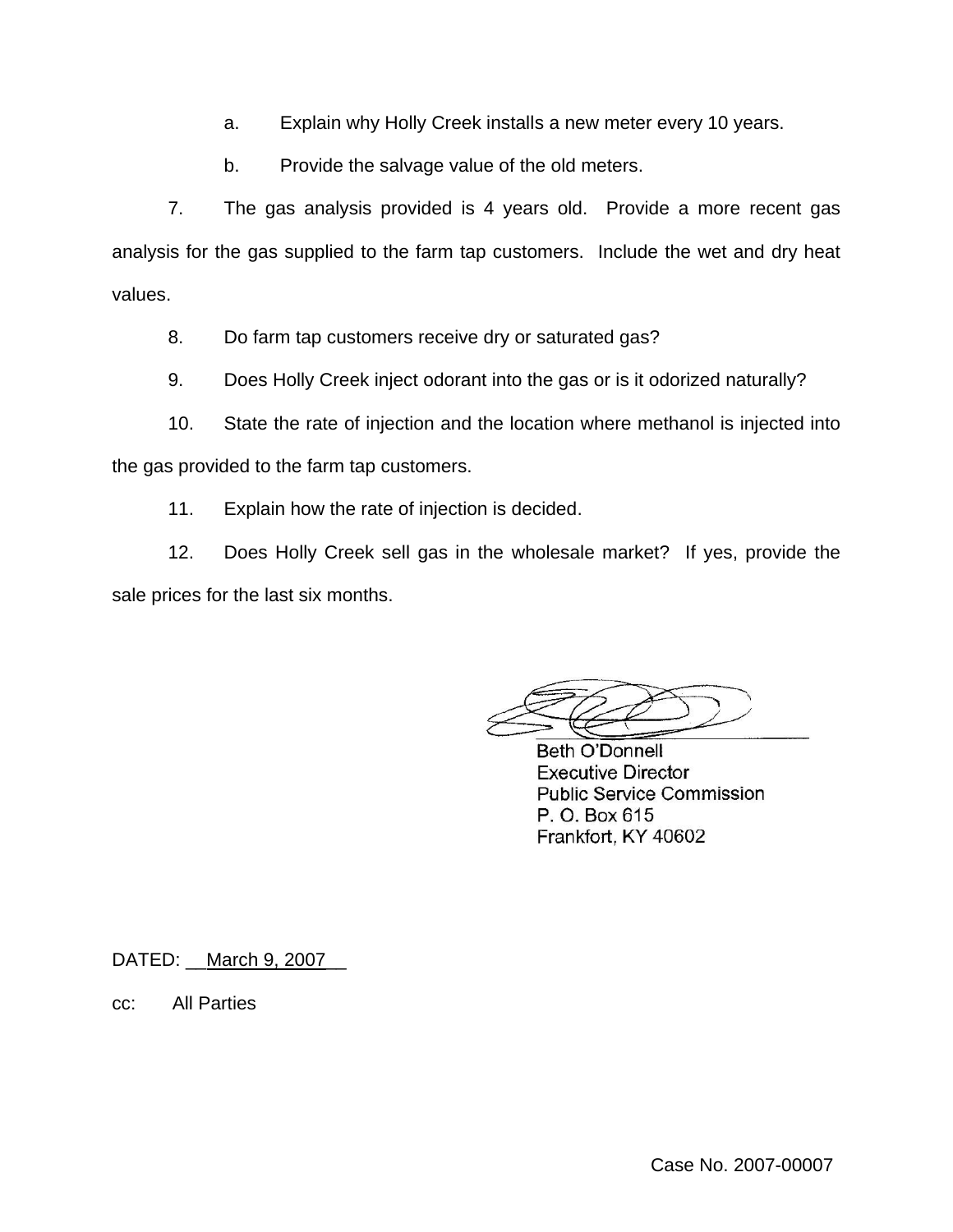a. Explain why Holly Creek installs a new meter every 10 years.

b. Provide the salvage value of the old meters.

7. The gas analysis provided is 4 years old. Provide a more recent gas analysis for the gas supplied to the farm tap customers. Include the wet and dry heat values.

8. Do farm tap customers receive dry or saturated gas?

9. Does Holly Creek inject odorant into the gas or is it odorized naturally?

10. State the rate of injection and the location where methanol is injected into the gas provided to the farm tap customers.

11. Explain how the rate of injection is decided.

12. Does Holly Creek sell gas in the wholesale market? If yes, provide the sale prices for the last six months.

Beth O'Donnell
Executive Director
Public Service Commission
P. O. Box 615
Frankfort, KY 40602

DATED: March 9, 2007

cc: All Parties

Case No. 2007-00007